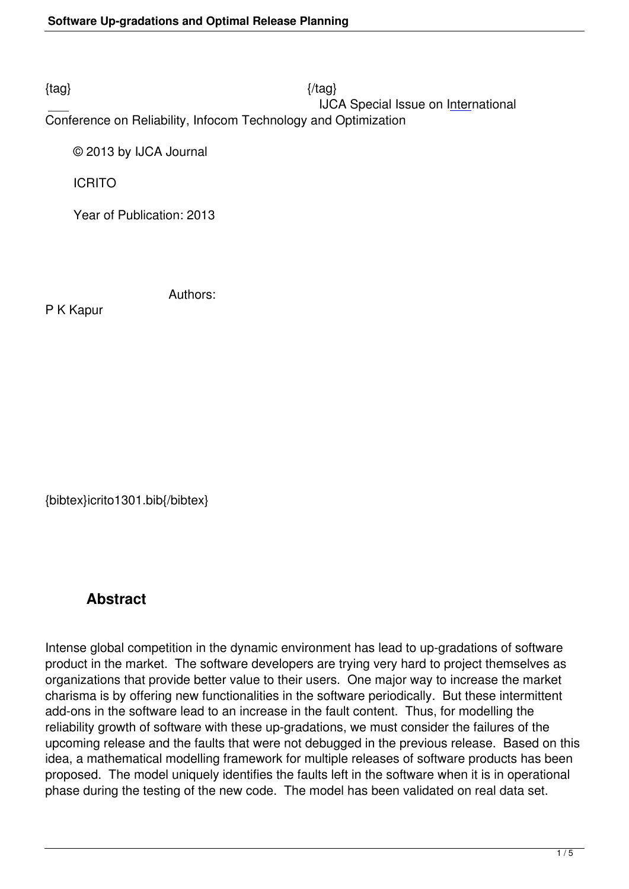{tag} {/tag}

IJCA Special Issue on International Conference on Reliability, Infocom Technology and Optimization

© 2013 by IJCA Journal

ICRITO

Year of Publication: 2013

Authors:

P K Kapur

{bibtex}icrito1301.bib{/bibtex}

## Abstract

Intense global competition in the dynamic environment has lead to up-gradations of software product in the market. The software developers are trying very hard to project themselves as organizations that provide better value to their users. One major way to increase the market charisma is by offering new functionalities in the software periodically. But these intermittent add-ons in the software lead to an increase in the fault content. Thus, for modelling the reliability growth of software with these up-gradations, we must consider the failures of the upcoming release and the faults that were not debugged in the previous release. Based on this idea, a mathematical modelling framework for multiple releases of software products has been proposed. The model uniquely identifies the faults left in the software when it is in operational phase during the testing of the new code. The model has been validated on real data set.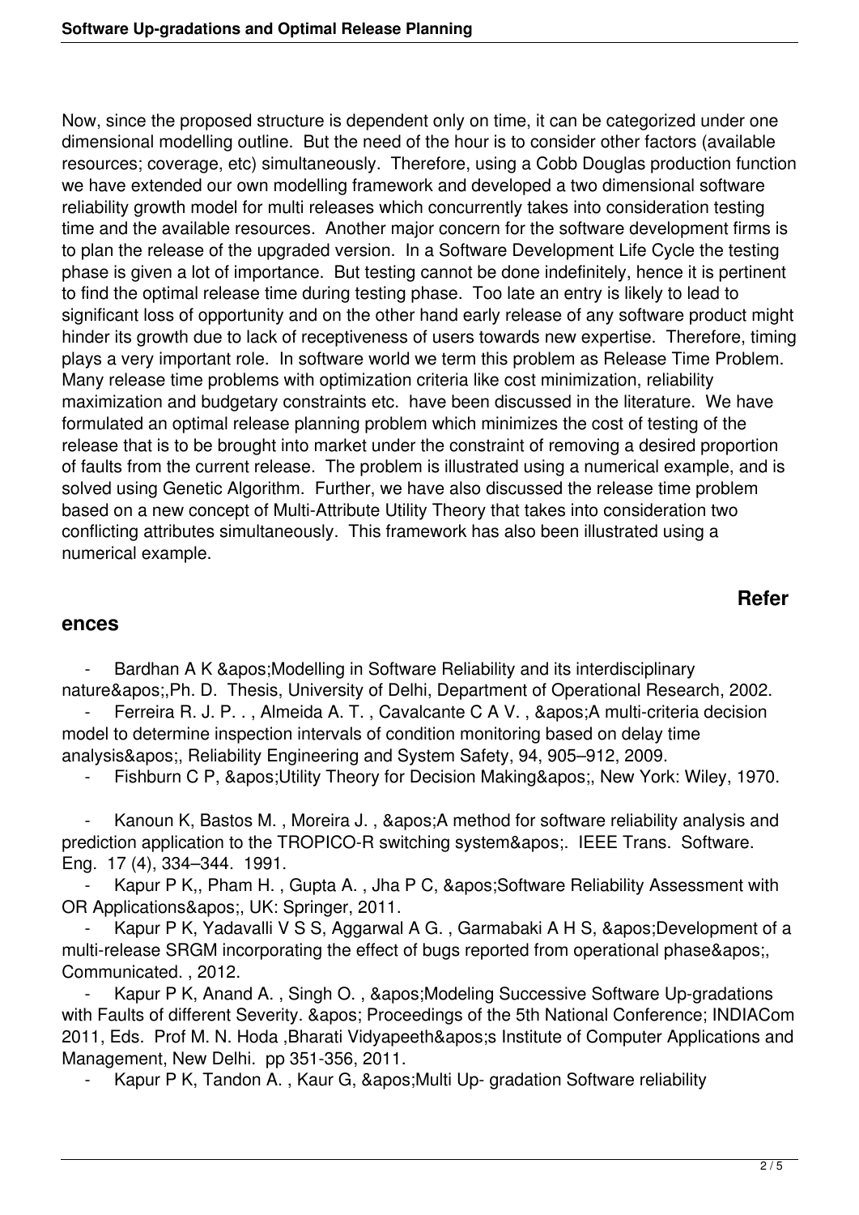Now, since the proposed structure is dependent only on time, it can be categorized under one dimensional modelling outline. But the need of the hour is to consider other factors (available resources; coverage, etc) simultaneously. Therefore, using a Cobb Douglas production function we have extended our own modelling framework and developed a two dimensional software reliability growth model for multi releases which concurrently takes into consideration testing time and the available resources. Another major concern for the software development firms is to plan the release of the upgraded version. In a Software Development Life Cycle the testing phase is given a lot of importance. But testing cannot be done indefinitely, hence it is pertinent to find the optimal release time during testing phase. Too late an entry is likely to lead to significant loss of opportunity and on the other hand early release of any software product might hinder its growth due to lack of receptiveness of users towards new expertise. Therefore, timing plays a very important role. In software world we term this problem as Release Time Problem. Many release time problems with optimization criteria like cost minimization, reliability maximization and budgetary constraints etc. have been discussed in the literature. We have formulated an optimal release planning problem which minimizes the cost of testing of the release that is to be brought into market under the constraint of removing a desired proportion of faults from the current release. The problem is illustrated using a numerical example, and is solved using Genetic Algorithm. Further, we have also discussed the release time problem based on a new concept of Multi-Attribute Utility Theory that takes into consideration two conflicting attributes simultaneously. This framework has also been illustrated using a numerical example.

## References

- Bardhan A K &apos;Modelling in Software Reliability and its interdisciplinary nature&apos;,Ph. D. Thesis, University of Delhi, Department of Operational Research, 2002.
- Ferreira R. J. P. . , Almeida A. T. , Cavalcante C A V. , &apos;A multi-criteria decision model to determine inspection intervals of condition monitoring based on delay time analysis&apos;, Reliability Engineering and System Safety, 94, 905–912, 2009.
- Fishburn C P, &apos;Utility Theory for Decision Making&apos;, New York: Wiley, 1970.
- Kanoun K, Bastos M. , Moreira J. , &apos;A method for software reliability analysis and prediction application to the TROPICO-R switching system&apos;. IEEE Trans. Software. Eng. 17 (4), 334–344. 1991.
- Kapur P K,, Pham H. , Gupta A. , Jha P C, &apos;Software Reliability Assessment with OR Applications&apos;, UK: Springer, 2011.
- Kapur P K, Yadavalli V S S, Aggarwal A G. , Garmabaki A H S, &apos;Development of a multi-release SRGM incorporating the effect of bugs reported from operational phase&apos;, Communicated. , 2012.
- Kapur P K, Anand A. , Singh O. , &apos;Modeling Successive Software Up-gradations with Faults of different Severity. &apos; Proceedings of the 5th National Conference; INDIACom 2011, Eds. Prof M. N. Hoda ,Bharati Vidyapeeth&apos;s Institute of Computer Applications and Management, New Delhi. pp 351-356, 2011.
- Kapur P K, Tandon A. , Kaur G, &apos;Multi Up- gradation Software reliability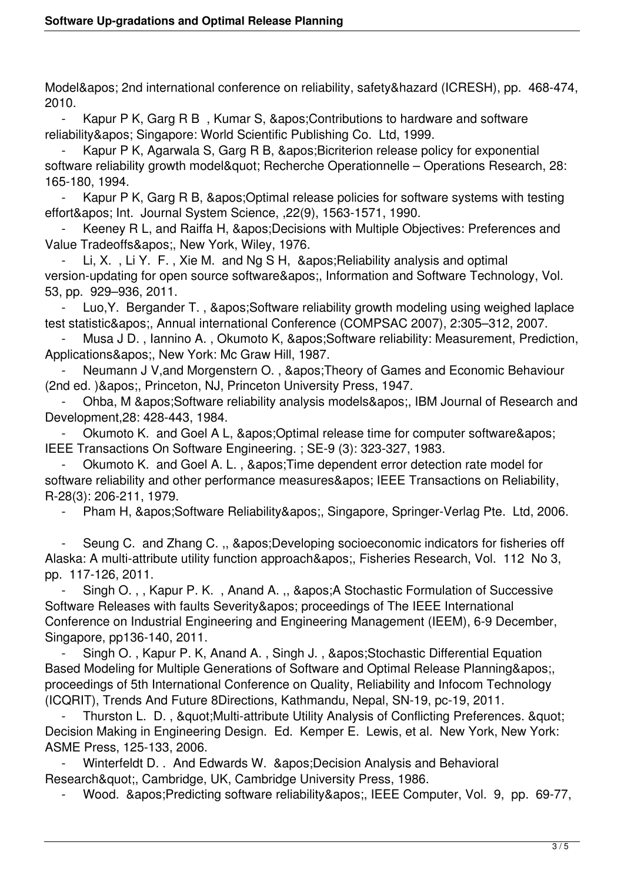Model&apos; 2nd international conference on reliability, safety&hazard (ICRESH), pp. 468-474, 2010.

- Kapur P K, Garg R B , Kumar S, &apos;Contributions to hardware and software reliability&apos; Singapore: World Scientific Publishing Co. Ltd, 1999.
- Kapur P K, Agarwala S, Garg R B, &apos;Bicriterion release policy for exponential software reliability growth model&quot; Recherche Operationnelle – Operations Research, 28: 165-180, 1994.
- Kapur P K, Garg R B, &apos;Optimal release policies for software systems with testing effort&apos; Int. Journal System Science, ,22(9), 1563-1571, 1990.
- Keeney R L, and Raiffa H, &apos;Decisions with Multiple Objectives: Preferences and Value Tradeoffs&apos;, New York, Wiley, 1976.
- Li, X. , Li Y. F. , Xie M. and Ng S H, &apos;Reliability analysis and optimal version-updating for open source software&apos;, Information and Software Technology, Vol. 53, pp. 929–936, 2011.
- Luo,Y. Bergander T. , &apos;Software reliability growth modeling using weighed laplace test statistic&apos;, Annual international Conference (COMPSAC 2007), 2:305–312, 2007.
- Musa J D. , Iannino A. , Okumoto K, &apos;Software reliability: Measurement, Prediction, Applications&apos;, New York: Mc Graw Hill, 1987.
- Neumann J V,and Morgenstern O. , &apos;Theory of Games and Economic Behaviour (2nd ed. )&apos;, Princeton, NJ, Princeton University Press, 1947.
- Ohba, M &apos;Software reliability analysis models&apos;, IBM Journal of Research and Development,28: 428-443, 1984.
- Okumoto K. and Goel A L, &apos;Optimal release time for computer software&apos; IEEE Transactions On Software Engineering. ; SE-9 (3): 323-327, 1983.
- Okumoto K. and Goel A. L. , &apos;Time dependent error detection rate model for software reliability and other performance measures&apos; IEEE Transactions on Reliability, R-28(3): 206-211, 1979.
- Pham H, &apos;Software Reliability&apos;, Singapore, Springer-Verlag Pte. Ltd, 2006.
- Seung C. and Zhang C. ,, &apos;Developing socioeconomic indicators for fisheries off Alaska: A multi-attribute utility function approach&apos;, Fisheries Research, Vol. 112 No 3, pp. 117-126, 2011.
- Singh O. , , Kapur P. K. , Anand A. ,, &apos;A Stochastic Formulation of Successive Software Releases with faults Severity&apos; proceedings of The IEEE International Conference on Industrial Engineering and Engineering Management (IEEM), 6-9 December, Singapore, pp136-140, 2011.
- Singh O. , Kapur P. K, Anand A. , Singh J. , &apos;Stochastic Differential Equation Based Modeling for Multiple Generations of Software and Optimal Release Planning&apos;, proceedings of 5th International Conference on Quality, Reliability and Infocom Technology (ICQRIT), Trends And Future 8Directions, Kathmandu, Nepal, SN-19, pc-19, 2011.
- Thurston L. D. , &quot;Multi-attribute Utility Analysis of Conflicting Preferences. &quot; Decision Making in Engineering Design. Ed. Kemper E. Lewis, et al. New York, New York: ASME Press, 125-133, 2006.
- Winterfeldt D. . And Edwards W. &apos;Decision Analysis and Behavioral Research&quot;, Cambridge, UK, Cambridge University Press, 1986.
- Wood. &apos;Predicting software reliability&apos;, IEEE Computer, Vol. 9, pp. 69-77,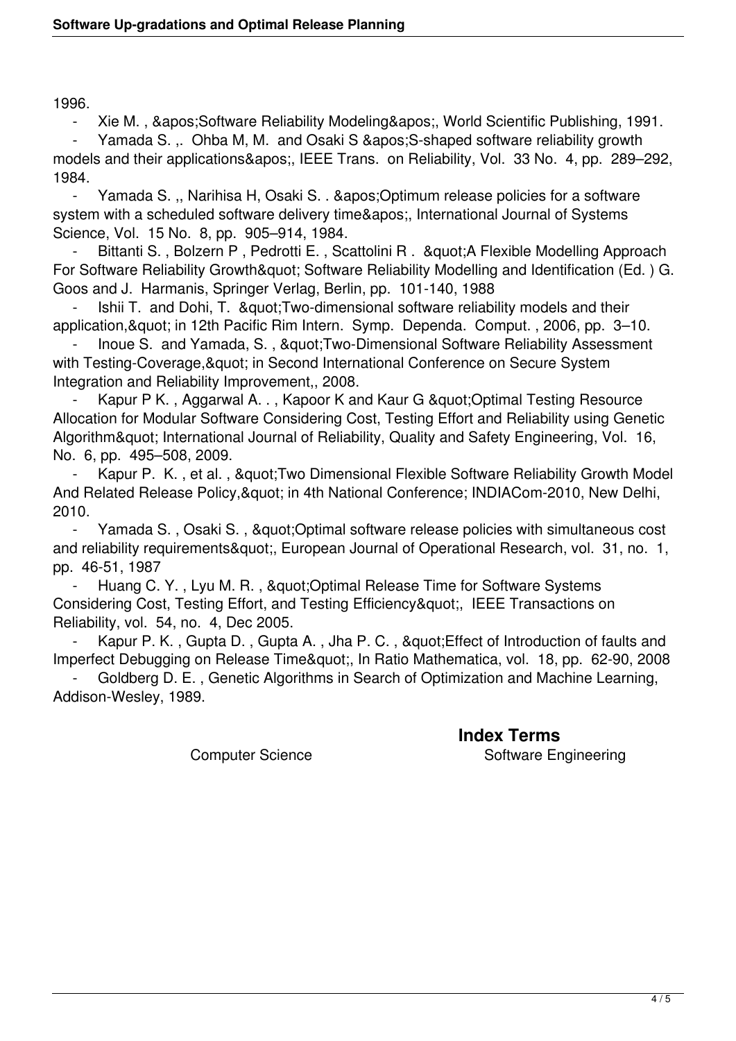1996.

- Xie M. , &apos;Software Reliability Modeling&apos;, World Scientific Publishing, 1991.
- Yamada S. ,. Ohba M, M. and Osaki S &apos;S-shaped software reliability growth models and their applications&apos;, IEEE Trans. on Reliability, Vol. 33 No. 4, pp. 289–292, 1984.
- Yamada S. ,, Narihisa H, Osaki S. . &apos;Optimum release policies for a software system with a scheduled software delivery time&apos;, International Journal of Systems Science, Vol. 15 No. 8, pp. 905–914, 1984.
- Bittanti S. , Bolzern P , Pedrotti E. , Scattolini R . &quot;A Flexible Modelling Approach For Software Reliability Growth&quot; Software Reliability Modelling and Identification (Ed. ) G. Goos and J. Harmanis, Springer Verlag, Berlin, pp. 101-140, 1988
- Ishii T. and Dohi, T. &quot;Two-dimensional software reliability models and their application,&quot; in 12th Pacific Rim Intern. Symp. Dependa. Comput. , 2006, pp. 3–10.
- Inoue S. and Yamada, S. , &quot;Two-Dimensional Software Reliability Assessment with Testing-Coverage,&quot; in Second International Conference on Secure System Integration and Reliability Improvement,, 2008.
- Kapur P K. , Aggarwal A. . , Kapoor K and Kaur G &quot;Optimal Testing Resource Allocation for Modular Software Considering Cost, Testing Effort and Reliability using Genetic Algorithm&quot; International Journal of Reliability, Quality and Safety Engineering, Vol. 16, No. 6, pp. 495–508, 2009.
- Kapur P. K. , et al. , &quot;Two Dimensional Flexible Software Reliability Growth Model And Related Release Policy,&quot; in 4th National Conference; INDIACom-2010, New Delhi, 2010.
- Yamada S. , Osaki S. , &quot;Optimal software release policies with simultaneous cost and reliability requirements&quot;, European Journal of Operational Research, vol. 31, no. 1, pp. 46-51, 1987
- Huang C. Y. , Lyu M. R. , &quot;Optimal Release Time for Software Systems Considering Cost, Testing Effort, and Testing Efficiency&quot;, IEEE Transactions on Reliability, vol. 54, no. 4, Dec 2005.
- Kapur P. K. , Gupta D. , Gupta A. , Jha P. C. , &quot;Effect of Introduction of faults and Imperfect Debugging on Release Time&quot;, In Ratio Mathematica, vol. 18, pp. 62-90, 2008
- Goldberg D. E. , Genetic Algorithms in Search of Optimization and Machine Learning, Addison-Wesley, 1989.

## Index Terms

Computer Science    Software Engineering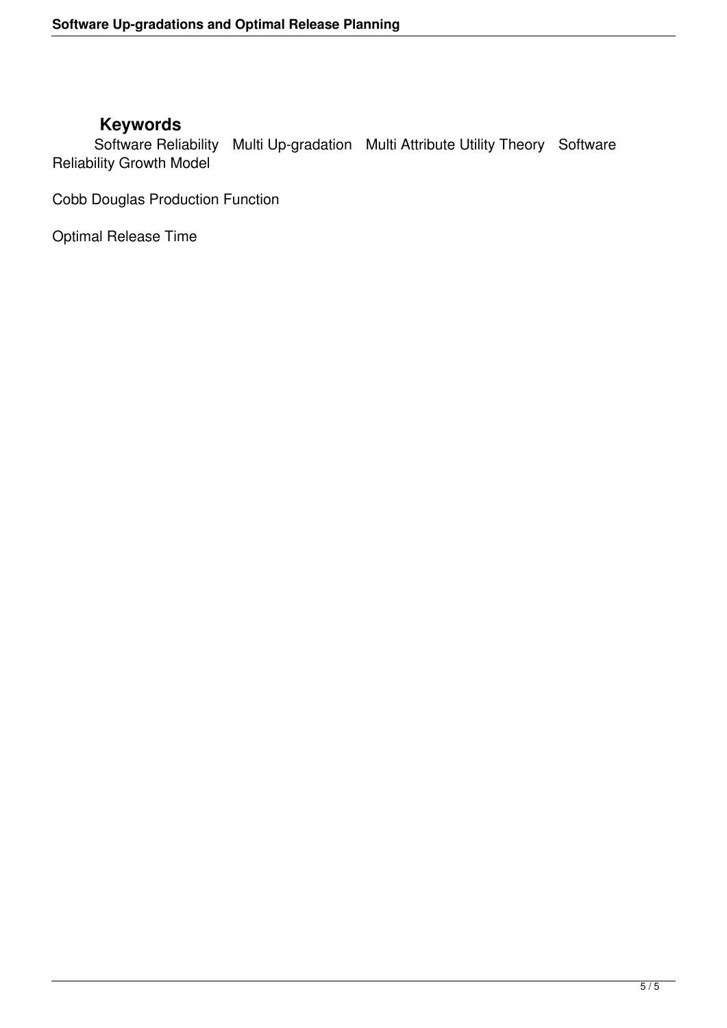## Keywords

Software Reliability Multi Up-gradation Multi Attribute Utility Theory Software Reliability Growth Model

Cobb Douglas Production Function

Optimal Release Time